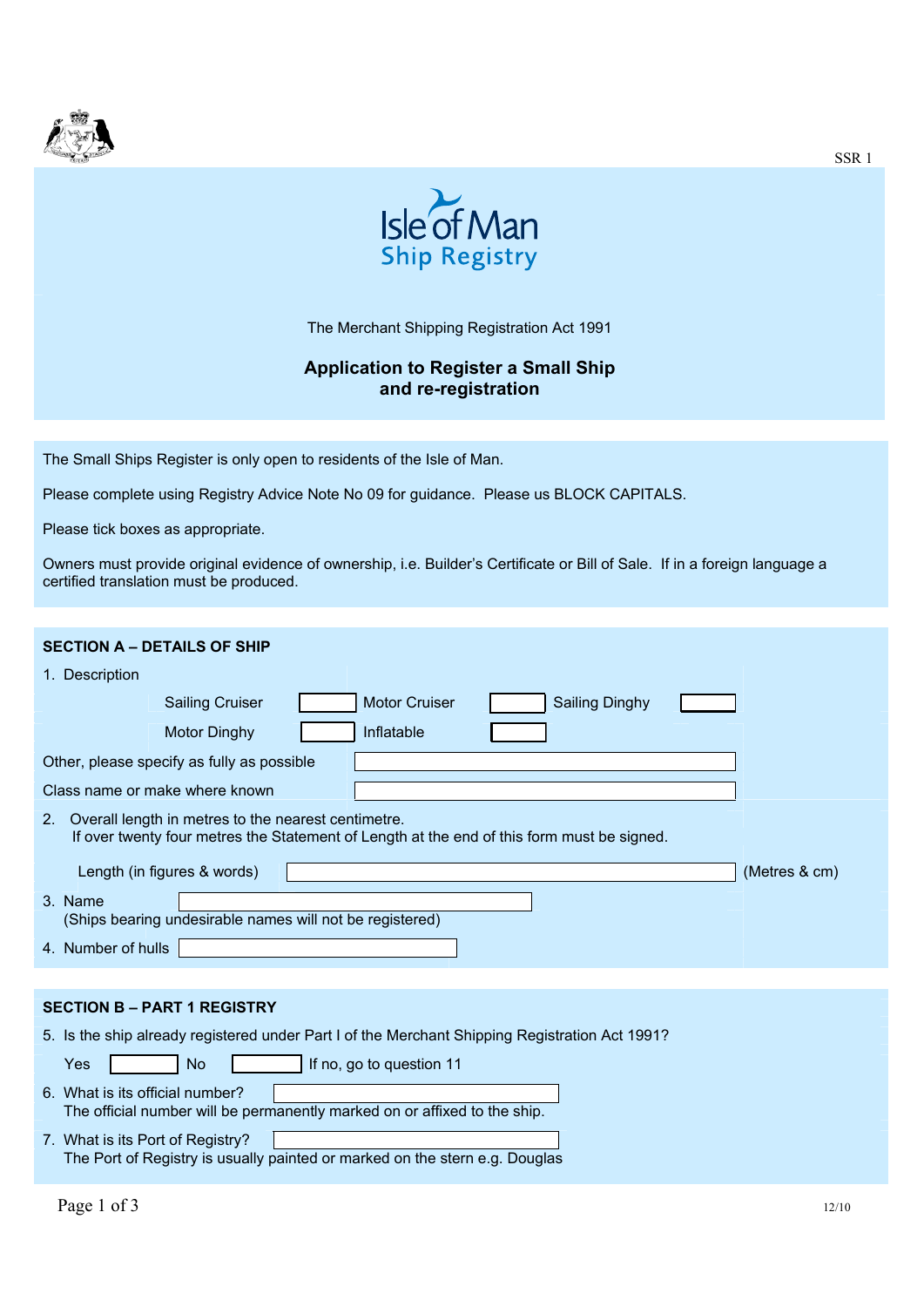SSR 1

# Isle of Man Ship Registry

The Merchant Shipping Registration Act 1991

## Application to Register a Small Ship and re-registration

The Small Ships Register is only open to residents of the Isle of Man.

Please complete using Registry Advice Note No 09 for guidance. Please us BLOCK CAPITALS.

Please tick boxes as appropriate.

Owners must provide original evidence of ownership, i.e. Builder's Certificate or Bill of Sale. If in a foreign language a certified translation must be produced.

## SECTION A – DETAILS OF SHIP

1. Description

| | | | | | |
|---|---|---|---|---|---|
| Sailing Cruiser | ☐ | Motor Cruiser | ☐ | Sailing Dinghy | ☐ |
| Motor Dinghy | ☐ | Inflatable | ☐ | | |

Other, please specify as fully as possible ______________________

Class name or make where known ______________________

2. Overall length in metres to the nearest centimetre.
   If over twenty four metres the Statement of Length at the end of this form must be signed.

   Length (in figures & words) ______________________ (Metres & cm)

3. Name ______________________
   (Ships bearing undesirable names will not be registered)

4. Number of hulls ______________________

## SECTION B – PART 1 REGISTRY

5. Is the ship already registered under Part I of the Merchant Shipping Registration Act 1991?

   Yes ☐ No ☐ If no, go to question 11

6. What is its official number? ______________________
   The official number will be permanently marked on or affixed to the ship.

7. What is its Port of Registry? ______________________
   The Port of Registry is usually painted or marked on the stern e.g. Douglas

12/10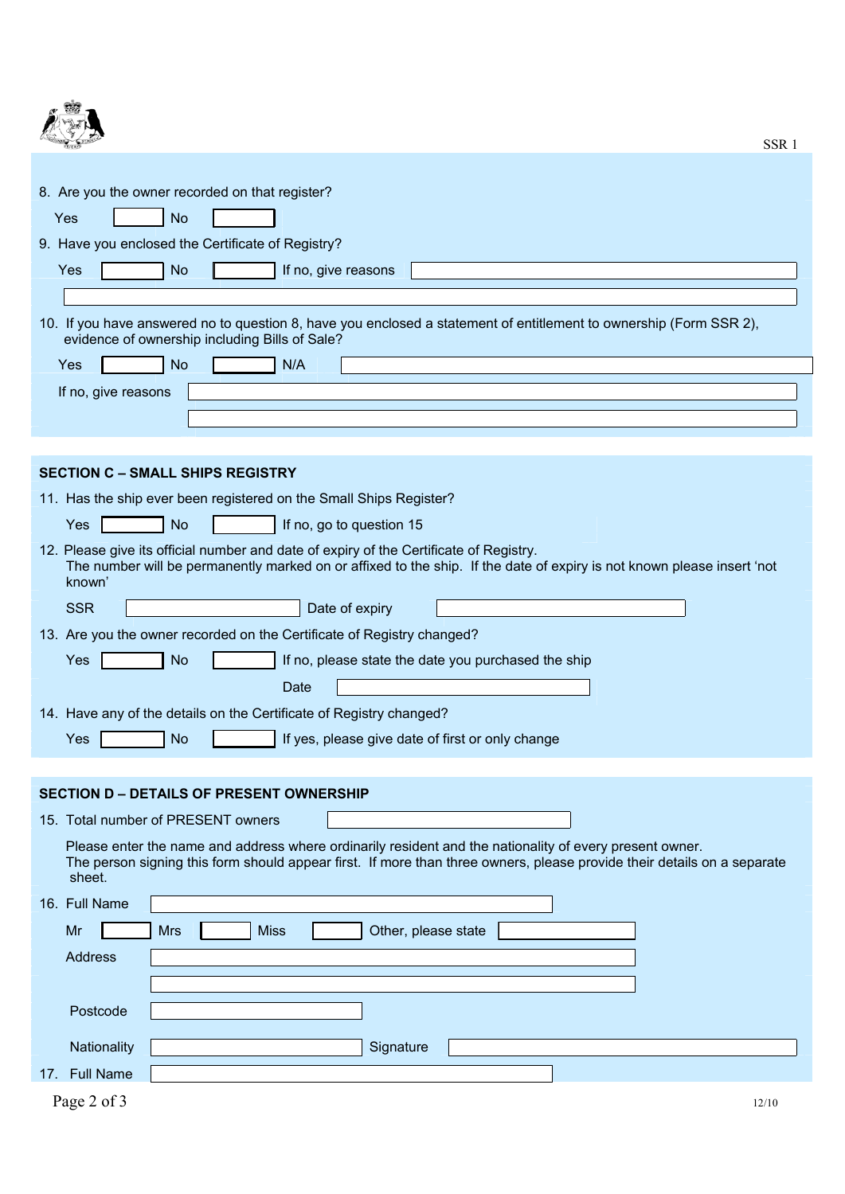8. Are you the owner recorded on that register?

Yes [ ] No [ ]

9. Have you enclosed the Certificate of Registry?

Yes [ ] No [ ] If no, give reasons

10. If you have answered no to question 8, have you enclosed a statement of entitlement to ownership (Form SSR 2), evidence of ownership including Bills of Sale?

Yes [ ] No [ ] N/A

If no, give reasons

## SECTION C – SMALL SHIPS REGISTRY

11. Has the ship ever been registered on the Small Ships Register?

Yes [ ] No [ ] If no, go to question 15

12. Please give its official number and date of expiry of the Certificate of Registry.
The number will be permanently marked on or affixed to the ship. If the date of expiry is not known please insert 'not known'

SSR Date of expiry

13. Are you the owner recorded on the Certificate of Registry changed?

Yes [ ] No [ ] If no, please state the date you purchased the ship

Date

14. Have any of the details on the Certificate of Registry changed?

Yes [ ] No [ ] If yes, please give date of first or only change

## SECTION D – DETAILS OF PRESENT OWNERSHIP

15. Total number of PRESENT owners

Please enter the name and address where ordinarily resident and the nationality of every present owner.
The person signing this form should appear first. If more than three owners, please provide their details on a separate sheet.

16. Full Name

Mr [ ] Mrs [ ] Miss [ ] Other, please state

Address

Postcode

Nationality Signature

17. Full Name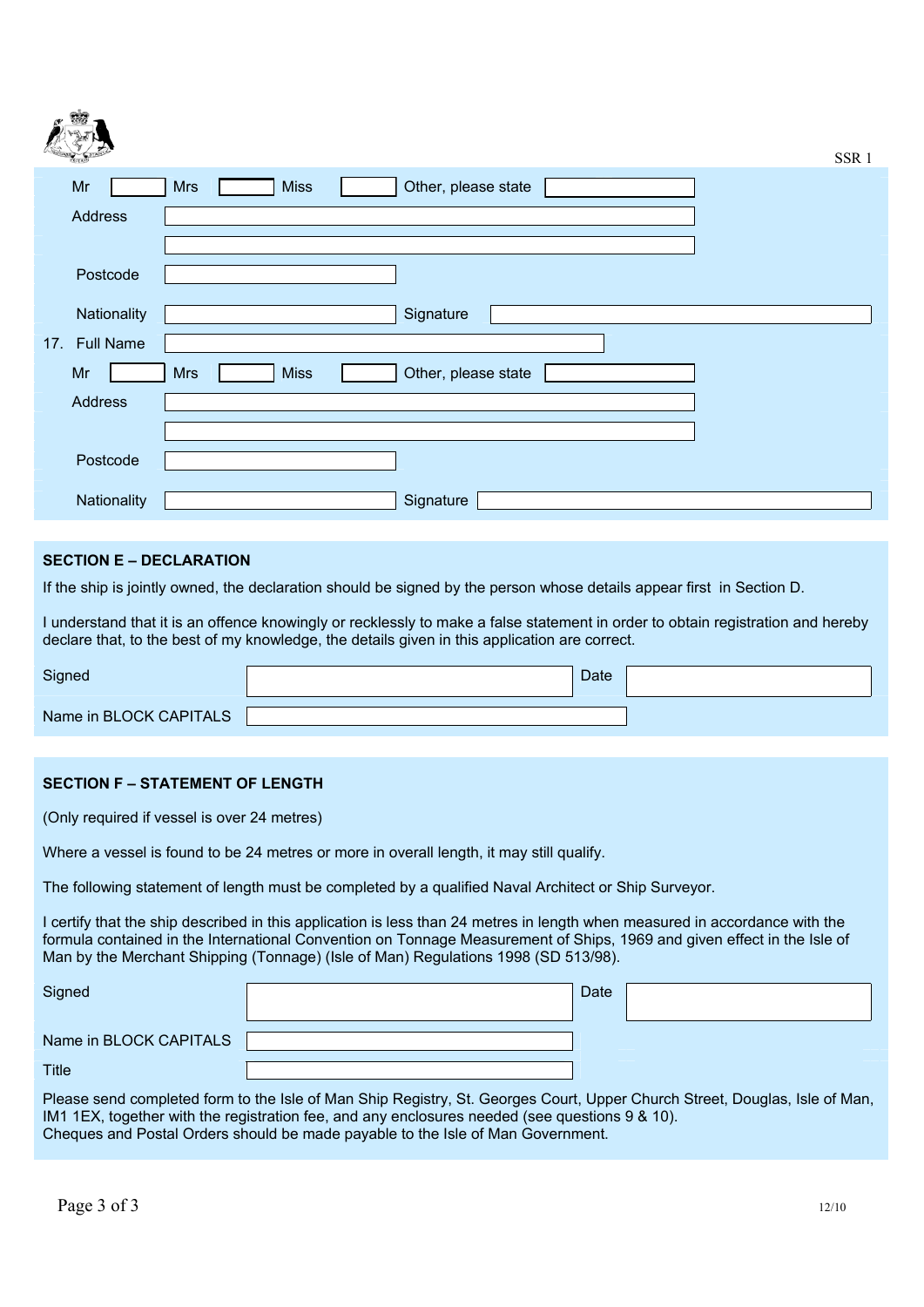SSR 1

Mr [ ] Mrs [ ] Miss [ ] Other, please state [ ]

Address

Postcode

Nationality

Signature

17. Full Name

Mr [ ] Mrs [ ] Miss [ ] Other, please state [ ]

Address

Postcode

Nationality

Signature

## SECTION E – DECLARATION

If the ship is jointly owned, the declaration should be signed by the person whose details appear first in Section D.

I understand that it is an offence knowingly or recklessly to make a false statement in order to obtain registration and hereby declare that, to the best of my knowledge, the details given in this application are correct.

Signed

Date

Name in BLOCK CAPITALS

## SECTION F – STATEMENT OF LENGTH

(Only required if vessel is over 24 metres)

Where a vessel is found to be 24 metres or more in overall length, it may still qualify.

The following statement of length must be completed by a qualified Naval Architect or Ship Surveyor.

I certify that the ship described in this application is less than 24 metres in length when measured in accordance with the formula contained in the International Convention on Tonnage Measurement of Ships, 1969 and given effect in the Isle of Man by the Merchant Shipping (Tonnage) (Isle of Man) Regulations 1998 (SD 513/98).

Signed

Date

Name in BLOCK CAPITALS

Title

Please send completed form to the Isle of Man Ship Registry, St. Georges Court, Upper Church Street, Douglas, Isle of Man, IM1 1EX, together with the registration fee, and any enclosures needed (see questions 9 & 10).
Cheques and Postal Orders should be made payable to the Isle of Man Government.

12/10